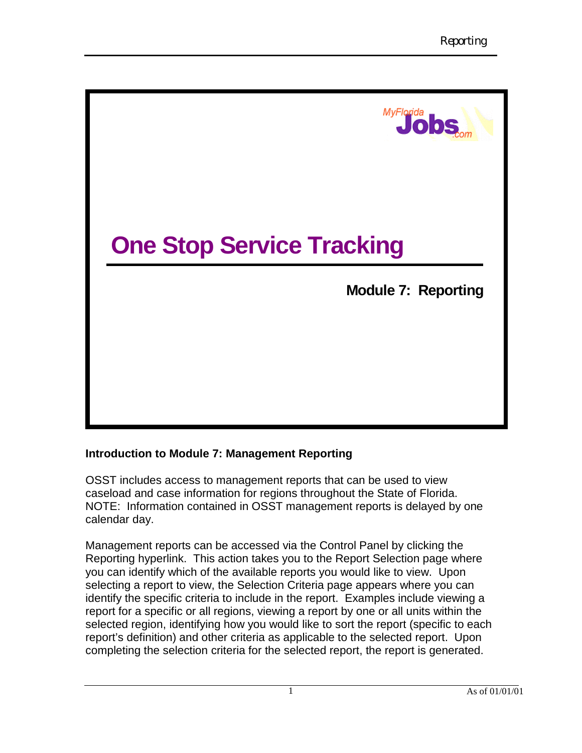# One Stop Service Tracking

## Module 7: Reporting

**Introduction to Module 7: Management Reporting**

OSST includes access to management reports that can be used to view caseload and case information for regions throughout the State of Florida. NOTE: Information contained in OSST management reports is delayed by one calendar day.

Management reports can be accessed via the Control Panel by clicking the Reporting hyperlink. This action takes you to the Report Selection page where you can identify which of the available reports you would like to view. Upon selecting a report to view, the Selection Criteria page appears where you can identify the specific criteria to include in the report. Examples include viewing a report for a specific or all regions, viewing a report by one or all units within the selected region, identifying how you would like to sort the report (specific to each report's definition) and other criteria as applicable to the selected report. Upon completing the selection criteria for the selected report, the report is generated.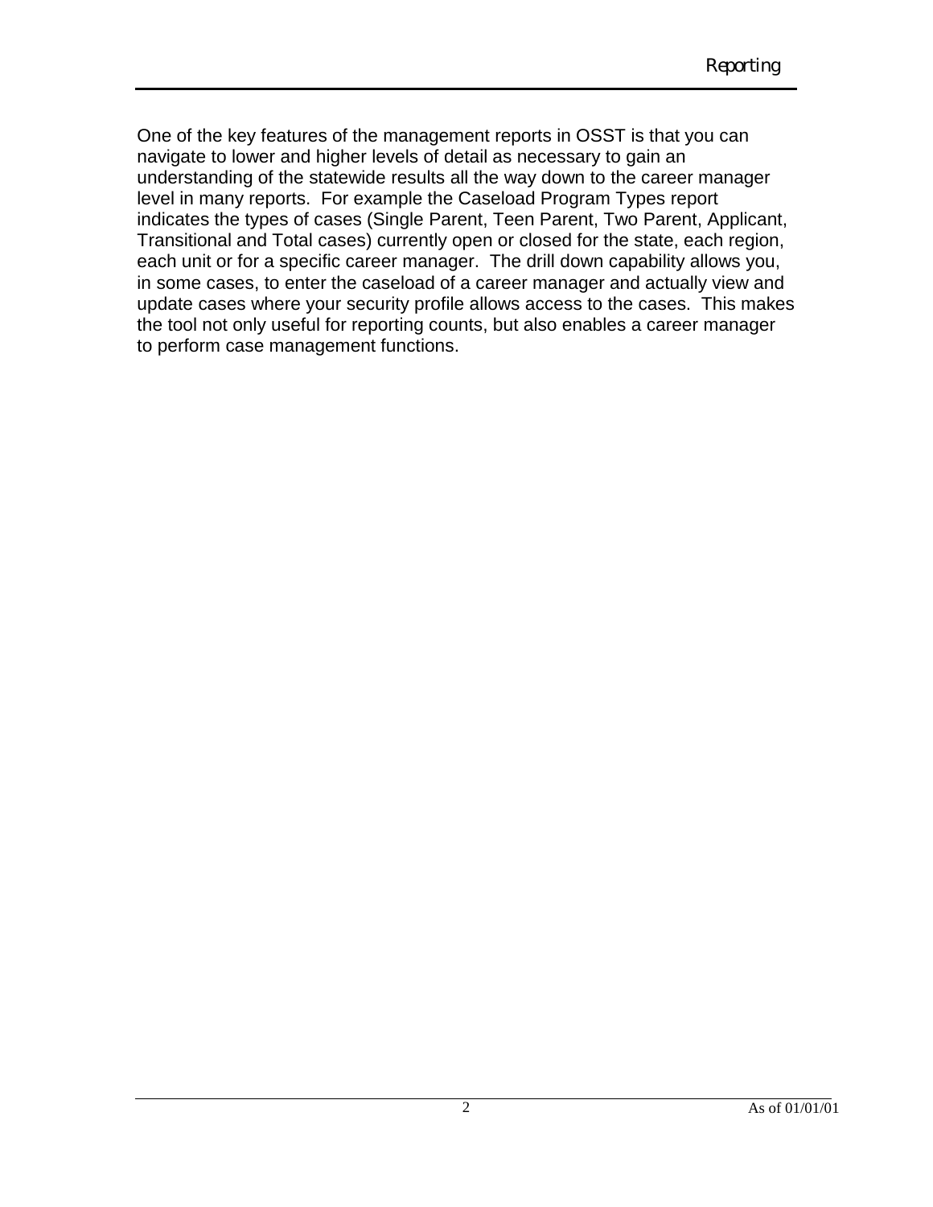One of the key features of the management reports in OSST is that you can navigate to lower and higher levels of detail as necessary to gain an understanding of the statewide results all the way down to the career manager level in many reports.  For example the Caseload Program Types report indicates the types of cases (Single Parent, Teen Parent, Two Parent, Applicant, Transitional and Total cases) currently open or closed for the state, each region, each unit or for a specific career manager.  The drill down capability allows you, in some cases, to enter the caseload of a career manager and actually view and update cases where your security profile allows access to the cases.  This makes the tool not only useful for reporting counts, but also enables a career manager to perform case management functions.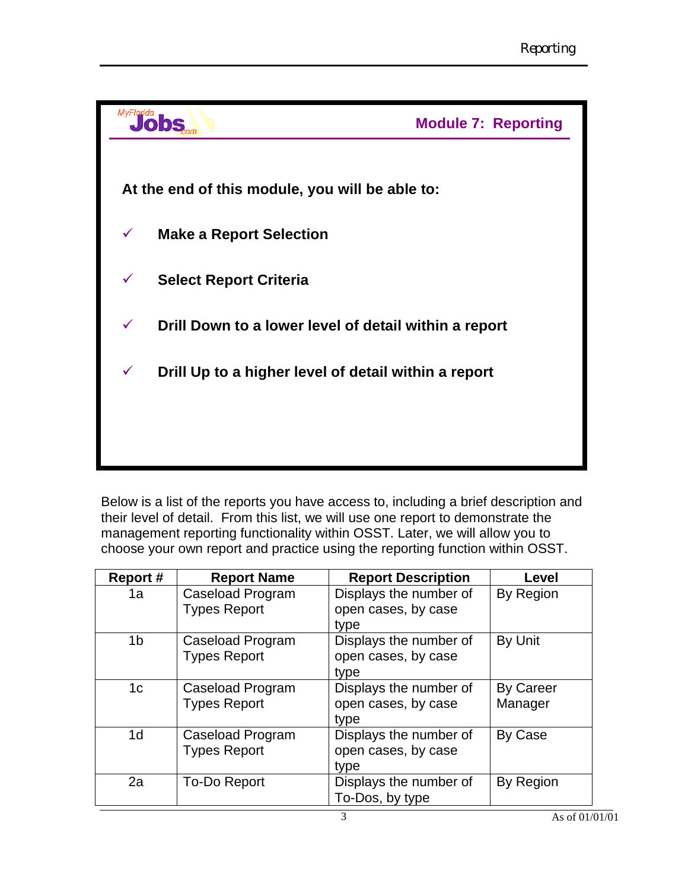MyFlorida Jobs.com

## Module 7: Reporting

**At the end of this module, you will be able to:**

✓ **Make a Report Selection**

✓ **Select Report Criteria**

✓ **Drill Down to a lower level of detail within a report**

✓ **Drill Up to a higher level of detail within a report**

Below is a list of the reports you have access to, including a brief description and their level of detail. From this list, we will use one report to demonstrate the management reporting functionality within OSST. Later, we will allow you to choose your own report and practice using the reporting function within OSST.

| Report # | Report Name | Report Description | Level |
|---|---|---|---|
| 1a | Caseload Program Types Report | Displays the number of open cases, by case type | By Region |
| 1b | Caseload Program Types Report | Displays the number of open cases, by case type | By Unit |
| 1c | Caseload Program Types Report | Displays the number of open cases, by case type | By Career Manager |
| 1d | Caseload Program Types Report | Displays the number of open cases, by case type | By Case |
| 2a | To-Do Report | Displays the number of To-Dos, by type | By Region |

As of 01/01/01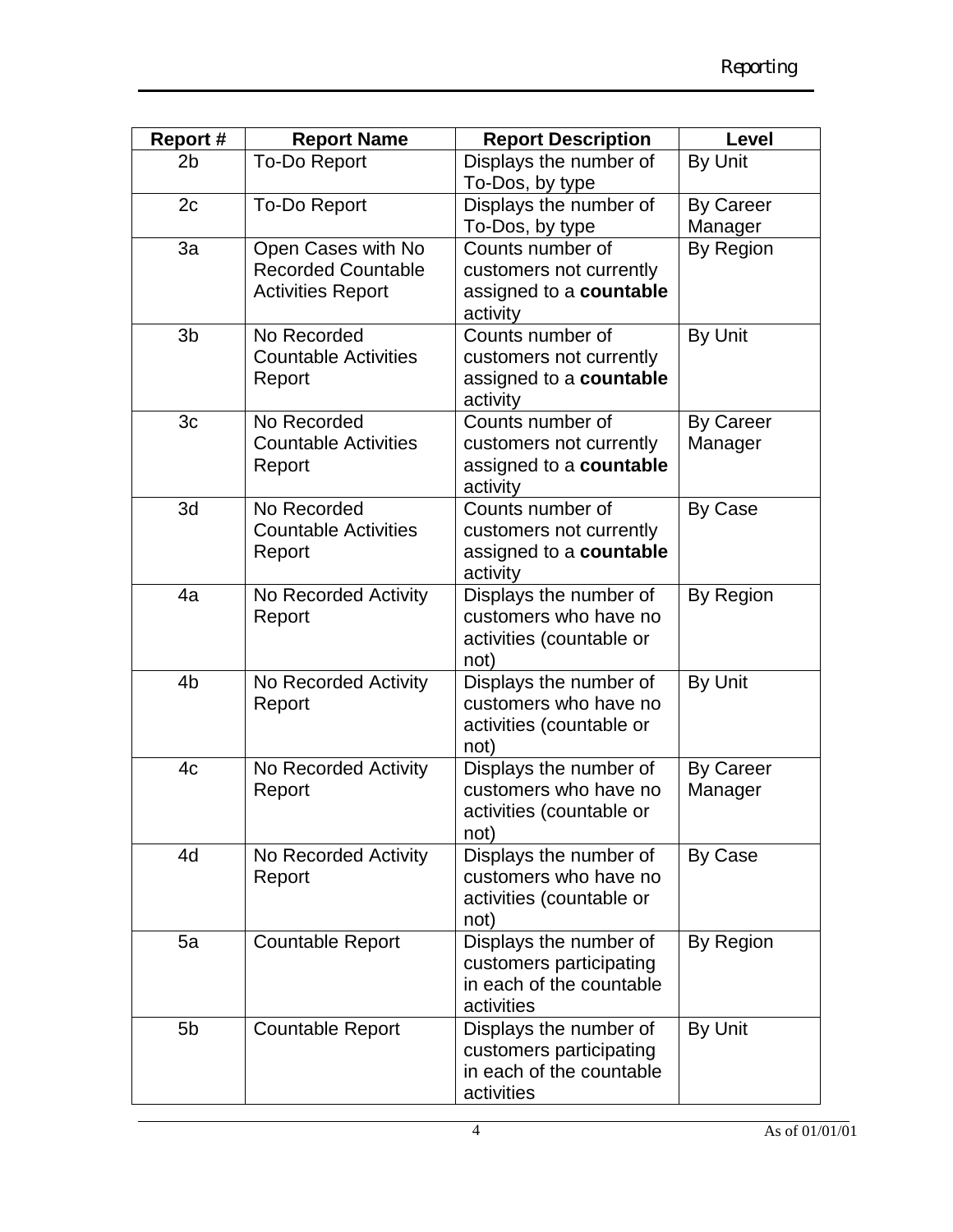| Report # | Report Name | Report Description | Level |
|---|---|---|---|
| 2b | To-Do Report | Displays the number of To-Dos, by type | By Unit |
| 2c | To-Do Report | Displays the number of To-Dos, by type | By Career Manager |
| 3a | Open Cases with No Recorded Countable Activities Report | Counts number of customers not currently assigned to a **countable** activity | By Region |
| 3b | No Recorded Countable Activities Report | Counts number of customers not currently assigned to a **countable** activity | By Unit |
| 3c | No Recorded Countable Activities Report | Counts number of customers not currently assigned to a **countable** activity | By Career Manager |
| 3d | No Recorded Countable Activities Report | Counts number of customers not currently assigned to a **countable** activity | By Case |
| 4a | No Recorded Activity Report | Displays the number of customers who have no activities (countable or not) | By Region |
| 4b | No Recorded Activity Report | Displays the number of customers who have no activities (countable or not) | By Unit |
| 4c | No Recorded Activity Report | Displays the number of customers who have no activities (countable or not) | By Career Manager |
| 4d | No Recorded Activity Report | Displays the number of customers who have no activities (countable or not) | By Case |
| 5a | Countable Report | Displays the number of customers participating in each of the countable activities | By Region |
| 5b | Countable Report | Displays the number of customers participating in each of the countable activities | By Unit |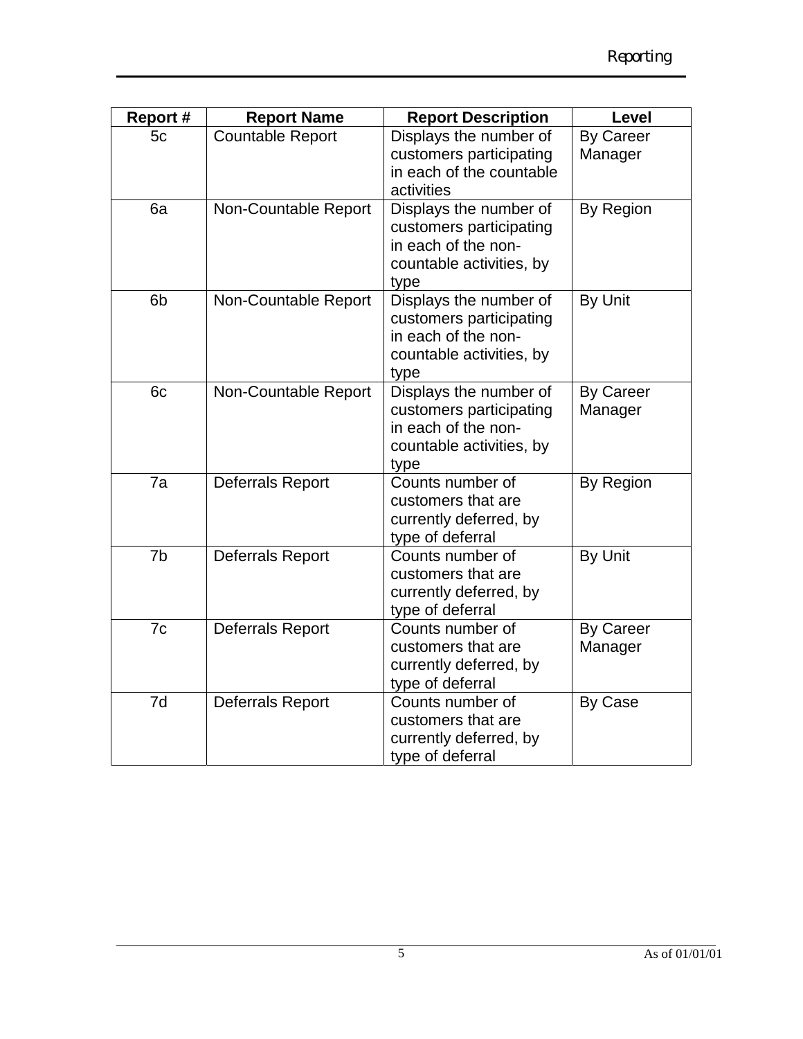| Report # | Report Name | Report Description | Level |
|---|---|---|---|
| 5c | Countable Report | Displays the number of customers participating in each of the countable activities | By Career Manager |
| 6a | Non-Countable Report | Displays the number of customers participating in each of the non-countable activities, by type | By Region |
| 6b | Non-Countable Report | Displays the number of customers participating in each of the non-countable activities, by type | By Unit |
| 6c | Non-Countable Report | Displays the number of customers participating in each of the non-countable activities, by type | By Career Manager |
| 7a | Deferrals Report | Counts number of customers that are currently deferred, by type of deferral | By Region |
| 7b | Deferrals Report | Counts number of customers that are currently deferred, by type of deferral | By Unit |
| 7c | Deferrals Report | Counts number of customers that are currently deferred, by type of deferral | By Career Manager |
| 7d | Deferrals Report | Counts number of customers that are currently deferred, by type of deferral | By Case |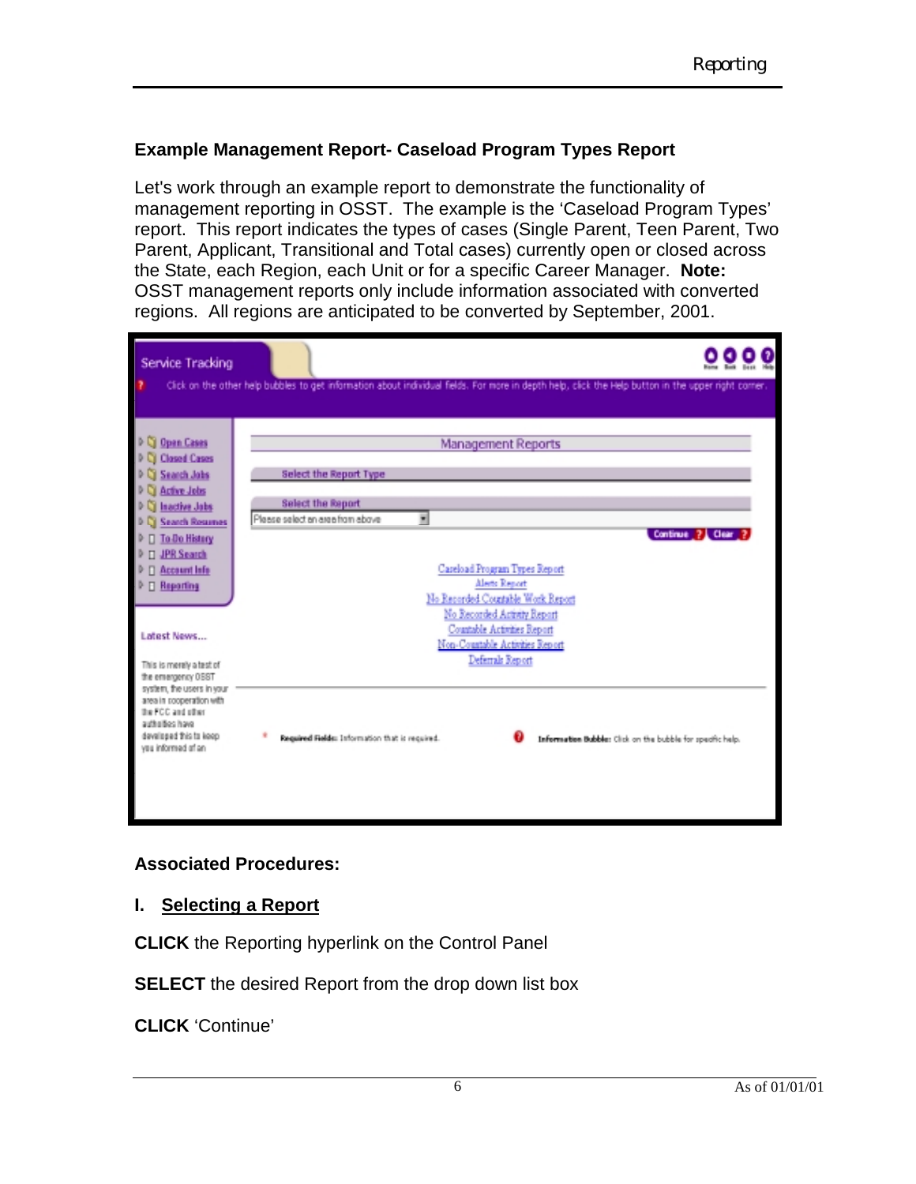### Example Management Report- Caseload Program Types Report

Let's work through an example report to demonstrate the functionality of management reporting in OSST. The example is the 'Caseload Program Types' report. This report indicates the types of cases (Single Parent, Teen Parent, Two Parent, Applicant, Transitional and Total cases) currently open or closed across the State, each Region, each Unit or for a specific Career Manager. **Note:** OSST management reports only include information associated with converted regions. All regions are anticipated to be converted by September, 2001.

### Associated Procedures:

#### I. Selecting a Report

**CLICK** the Reporting hyperlink on the Control Panel

**SELECT** the desired Report from the drop down list box

**CLICK** 'Continue'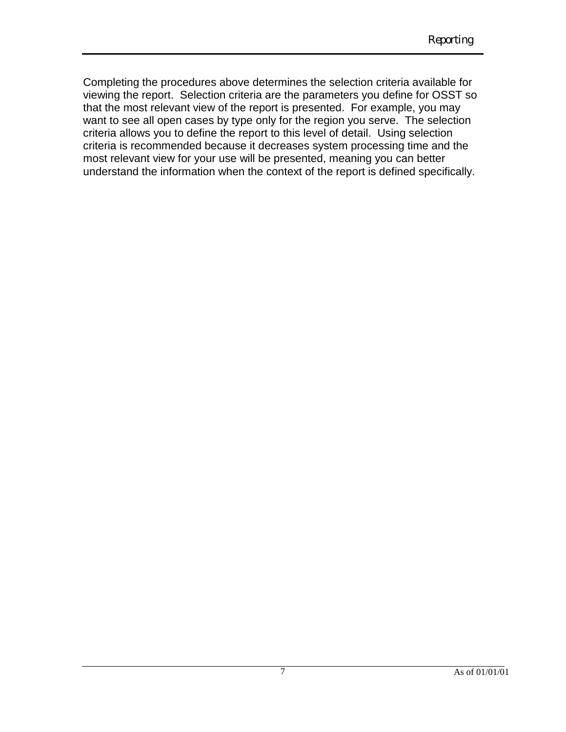Completing the procedures above determines the selection criteria available for viewing the report. Selection criteria are the parameters you define for OSST so that the most relevant view of the report is presented. For example, you may want to see all open cases by type only for the region you serve. The selection criteria allows you to define the report to this level of detail. Using selection criteria is recommended because it decreases system processing time and the most relevant view for your use will be presented, meaning you can better understand the information when the context of the report is defined specifically.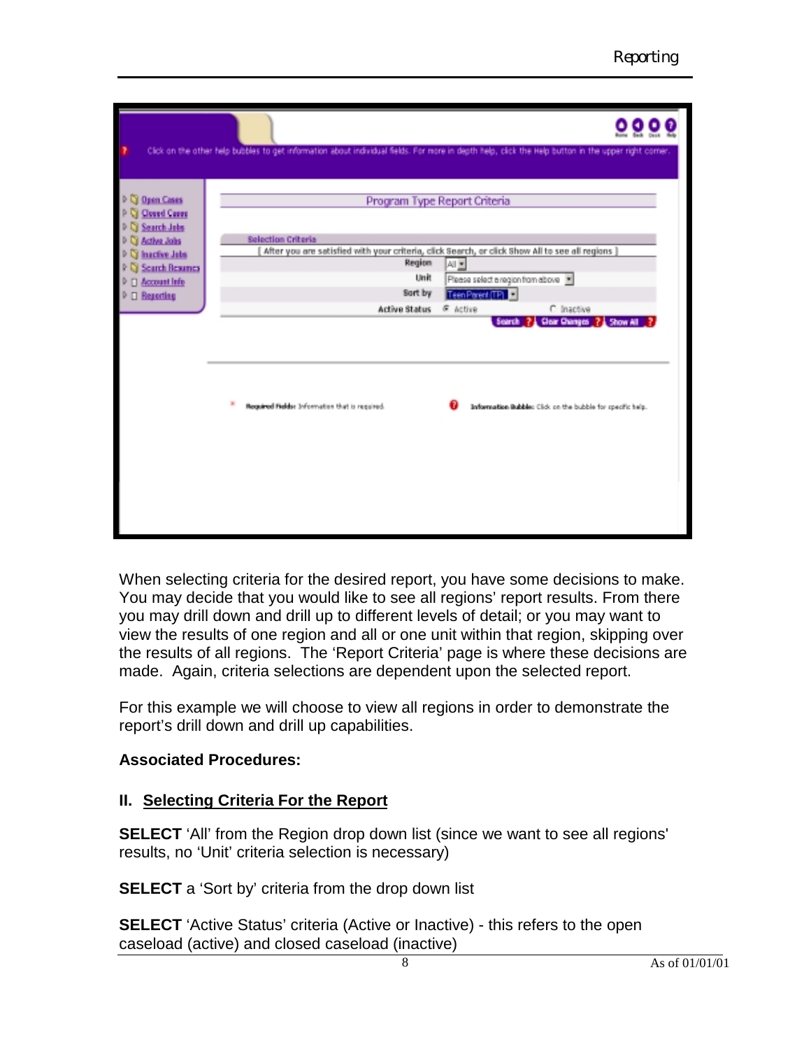When selecting criteria for the desired report, you have some decisions to make. You may decide that you would like to see all regions' report results. From there you may drill down and drill up to different levels of detail; or you may want to view the results of one region and all or one unit within that region, skipping over the results of all regions. The 'Report Criteria' page is where these decisions are made. Again, criteria selections are dependent upon the selected report.

For this example we will choose to view all regions in order to demonstrate the report's drill down and drill up capabilities.

**Associated Procedures:**

## II. Selecting Criteria For the Report

**SELECT** 'All' from the Region drop down list (since we want to see all regions' results, no 'Unit' criteria selection is necessary)

**SELECT** a 'Sort by' criteria from the drop down list

**SELECT** 'Active Status' criteria (Active or Inactive) - this refers to the open caseload (active) and closed caseload (inactive)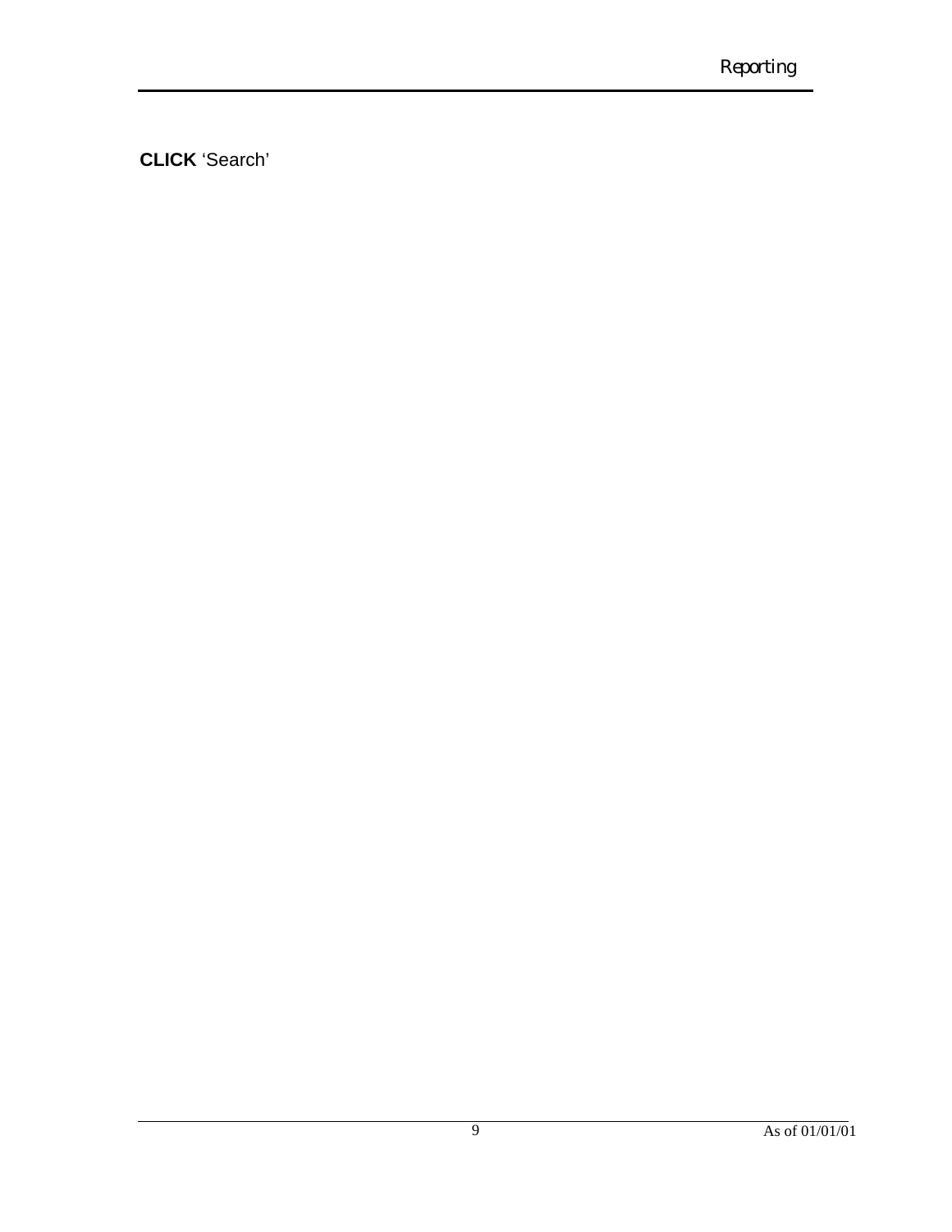**CLICK** 'Search'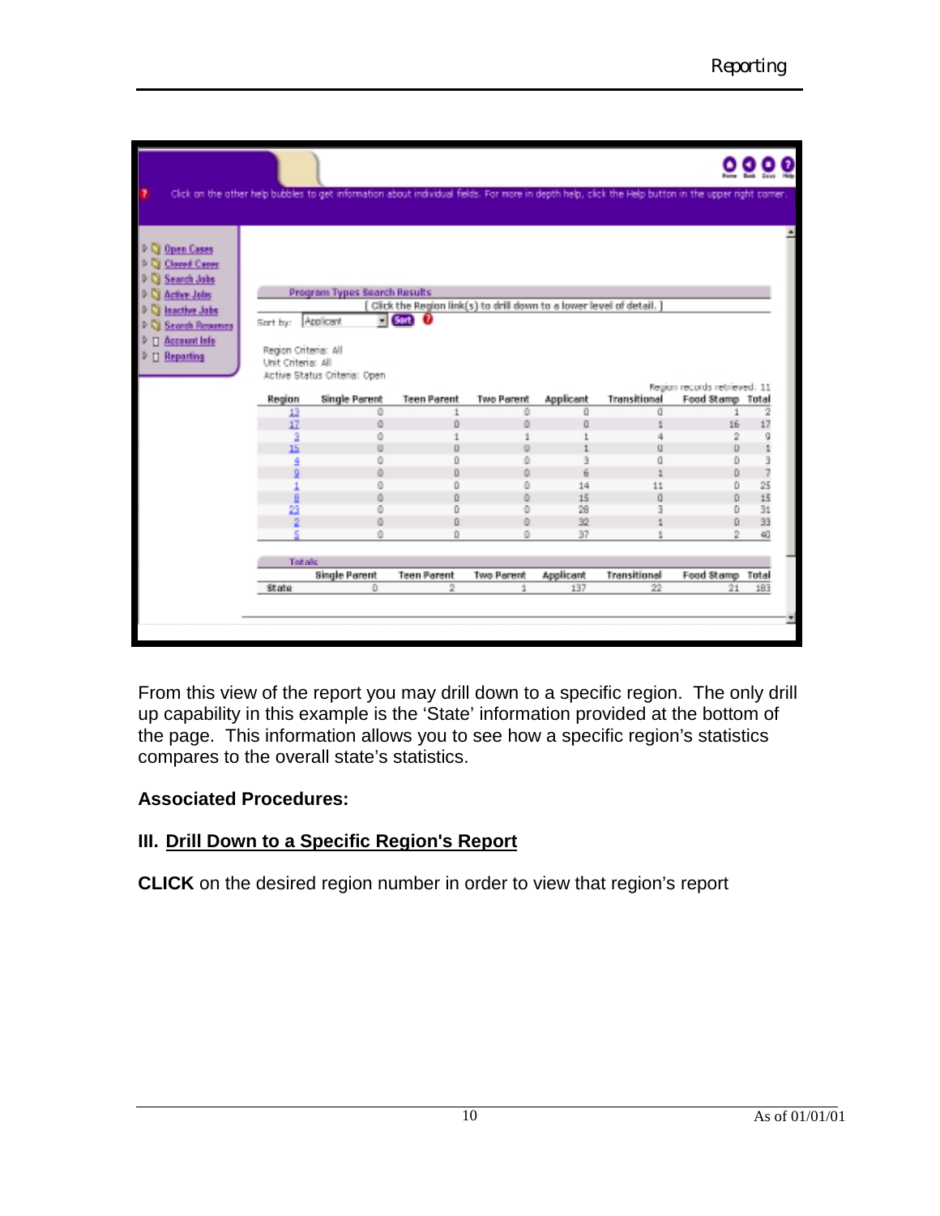Program Types Search Results

[ Click the Region link(s) to drill down to a lower level of detail. ]

Sort by: Applicant  Sort

Region Criteria: All
Unit Criteria: All
Active Status Criteria: Open

Region records retrieved: 11

| Region | Single Parent | Teen Parent | Two Parent | Applicant | Transitional | Food Stamp | Total |
|---|---|---|---|---|---|---|---|
| 13 | 0 | 1 | 0 | 0 | 0 | 1 | 2 |
| 17 | 0 | 0 | 0 | 0 | 1 | 16 | 17 |
| 3 | 0 | 1 | 1 | 1 | 4 | 2 | 9 |
| 15 | 0 | 0 | 0 | 1 | 0 | 0 | 1 |
| 4 | 0 | 0 | 0 | 3 | 0 | 0 | 3 |
| 9 | 0 | 0 | 0 | 6 | 1 | 0 | 7 |
| 1 | 0 | 0 | 0 | 14 | 11 | 0 | 25 |
| 8 | 0 | 0 | 0 | 15 | 0 | 0 | 15 |
| 23 | 0 | 0 | 0 | 28 | 3 | 0 | 31 |
| 2 | 0 | 0 | 0 | 32 | 1 | 0 | 33 |
| 5 | 0 | 0 | 0 | 37 | 1 | 2 | 40 |

Totals

| | Single Parent | Teen Parent | Two Parent | Applicant | Transitional | Food Stamp | Total |
|---|---|---|---|---|---|---|---|
| State | 0 | 2 | 1 | 137 | 22 | 21 | 183 |

From this view of the report you may drill down to a specific region. The only drill up capability in this example is the 'State' information provided at the bottom of the page. This information allows you to see how a specific region's statistics compares to the overall state's statistics.

**Associated Procedures:**

**III. Drill Down to a Specific Region's Report**

**CLICK** on the desired region number in order to view that region's report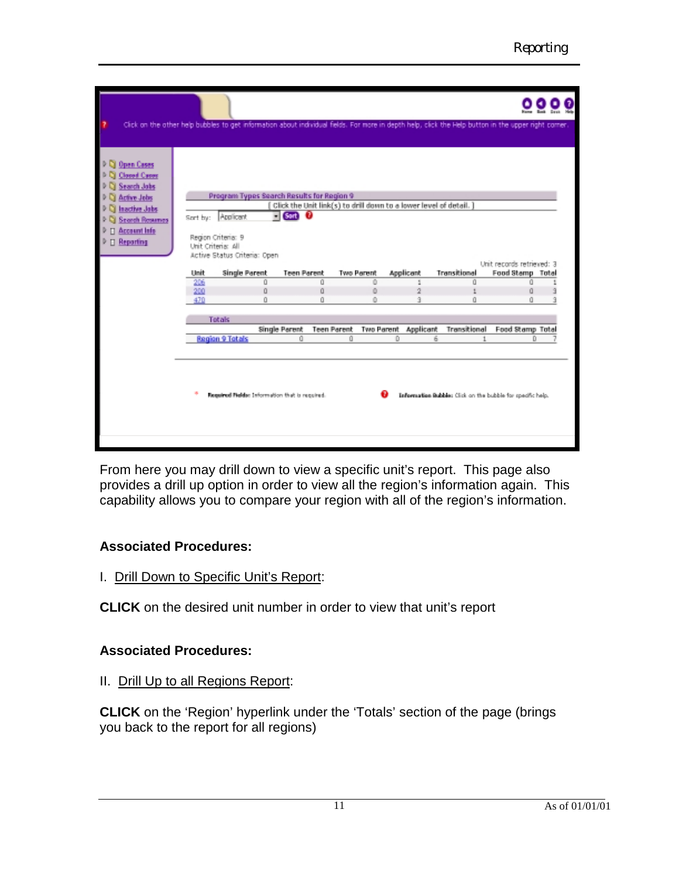From here you may drill down to view a specific unit's report. This page also provides a drill up option in order to view all the region's information again. This capability allows you to compare your region with all of the region's information.

**Associated Procedures:**

I. Drill Down to Specific Unit's Report:

**CLICK** on the desired unit number in order to view that unit's report

**Associated Procedures:**

II. Drill Up to all Regions Report:

**CLICK** on the 'Region' hyperlink under the 'Totals' section of the page (brings you back to the report for all regions)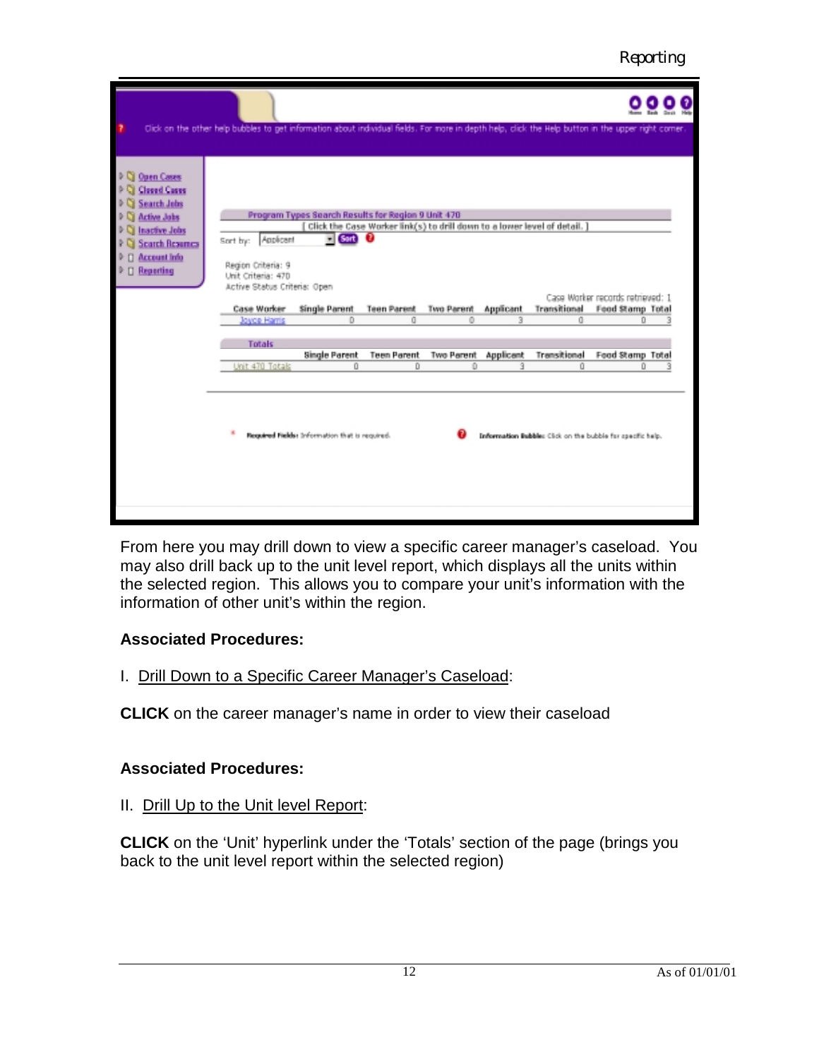Click on the other help bubbles to get information about individual fields. For more in depth help, click the Help button in the upper right corner.

- Open Cases
- Closed Cases
- Search Jobs
- Active Jobs
- Inactive Jobs
- Search Resumes
- Account Info
- Reporting

**Program Types Search Results for Region 9 Unit 470**

[ Click the Case Worker link(s) to drill down to a lower level of detail. ]

Sort by: Applicant Sort

Region Criteria: 9
Unit Criteria: 470
Active Status Criteria: Open

Case Worker records retrieved: 1

| Case Worker | Single Parent | Teen Parent | Two Parent | Applicant | Transitional | Food Stamp | Total |
|---|---|---|---|---|---|---|---|
| Joyce Harris | 0 | 0 | 0 | 3 | 0 | 0 | 3 |

**Totals**

| | Single Parent | Teen Parent | Two Parent | Applicant | Transitional | Food Stamp | Total |
|---|---|---|---|---|---|---|---|
| Unit 470 Totals | 0 | 0 | 0 | 3 | 0 | 0 | 3 |

\* **Required Fields:** Information that is required.

**Information Bubble:** Click on the bubble for specific help.

From here you may drill down to view a specific career manager's caseload. You may also drill back up to the unit level report, which displays all the units within the selected region. This allows you to compare your unit's information with the information of other unit's within the region.

**Associated Procedures:**

I. <u>Drill Down to a Specific Career Manager's Caseload</u>:

**CLICK** on the career manager's name in order to view their caseload

**Associated Procedures:**

II. <u>Drill Up to the Unit level Report</u>:

**CLICK** on the 'Unit' hyperlink under the 'Totals' section of the page (brings you back to the unit level report within the selected region)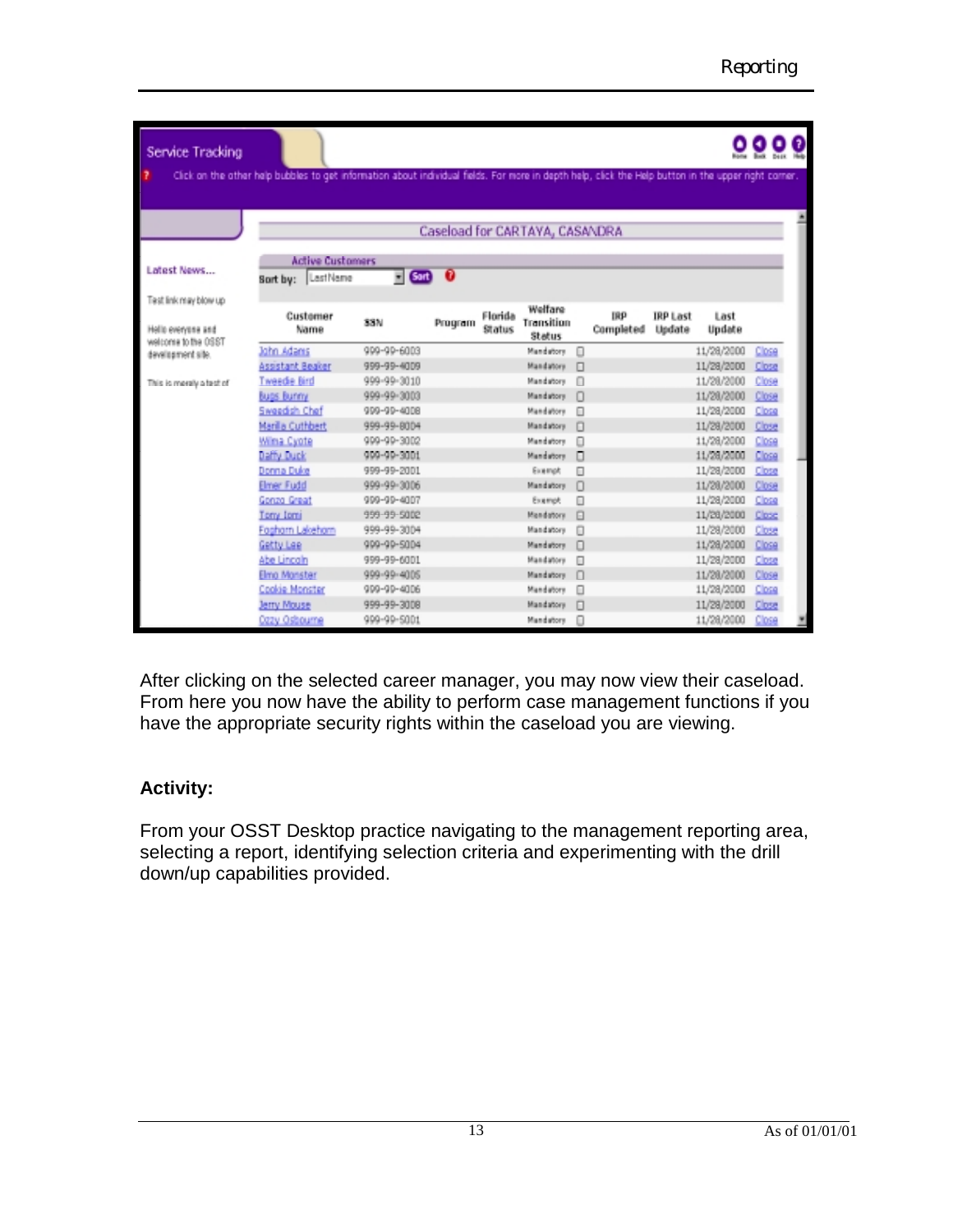Service Tracking

Click on the other help bubbles to get information about individual fields. For more in depth help, click the Help button in the upper right corner.

Latest News...

Test link may blow up

Hello everyone and welcome to the OSST development site.

This is merely a test of

Caseload for CARTAYA, CASANDRA

Active Customers

Sort by: LastName  Sort

| Customer Name | SSN | Program | Florida Status | Welfare Transition Status | IRP Completed | IRP Last Update | Last Update | |
|---|---|---|---|---|---|---|---|---|
| John Adams | 999-99-6003 | | | Mandatory | ☐ | | 11/28/2000 | Close |
| Assistant Beaker | 999-99-4009 | | | Mandatory | ☐ | | 11/28/2000 | Close |
| Tweedie Bird | 999-99-3010 | | | Mandatory | ☐ | | 11/28/2000 | Close |
| Bugs Bunny | 999-99-3003 | | | Mandatory | ☐ | | 11/28/2000 | Close |
| Swedish Chef | 999-99-4008 | | | Mandatory | ☐ | | 11/28/2000 | Close |
| Marilla Cuthbert | 999-99-8004 | | | Mandatory | ☐ | | 11/28/2000 | Close |
| Wilma Cyote | 999-99-3002 | | | Mandatory | ☐ | | 11/28/2000 | Close |
| Daffy Duck | 999-99-3001 | | | Mandatory | ☐ | | 11/28/2000 | Close |
| Donna Duke | 999-99-2001 | | | Exempt | ☐ | | 11/28/2000 | Close |
| Elmer Fudd | 999-99-3006 | | | Mandatory | ☐ | | 11/28/2000 | Close |
| Gonzo Great | 999-99-4007 | | | Exempt | ☐ | | 11/28/2000 | Close |
| Tony Iomi | 999-99-5002 | | | Mandatory | ☐ | | 11/28/2000 | Close |
| Foghorn Lakehorn | 999-99-3004 | | | Mandatory | ☐ | | 11/28/2000 | Close |
| Getty Lee | 999-99-5004 | | | Mandatory | ☐ | | 11/28/2000 | Close |
| Abe Lincoln | 999-99-6001 | | | Mandatory | ☐ | | 11/28/2000 | Close |
| Elmo Monster | 999-99-4005 | | | Mandatory | ☐ | | 11/28/2000 | Close |
| Cookie Monster | 999-99-4006 | | | Mandatory | ☐ | | 11/28/2000 | Close |
| Jerry Mouse | 999-99-3008 | | | Mandatory | ☐ | | 11/28/2000 | Close |
| Ozzy Osbourne | 999-99-5001 | | | Mandatory | ☐ | | 11/28/2000 | Close |

After clicking on the selected career manager, you may now view their caseload. From here you now have the ability to perform case management functions if you have the appropriate security rights within the caseload you are viewing.

**Activity:**

From your OSST Desktop practice navigating to the management reporting area, selecting a report, identifying selection criteria and experimenting with the drill down/up capabilities provided.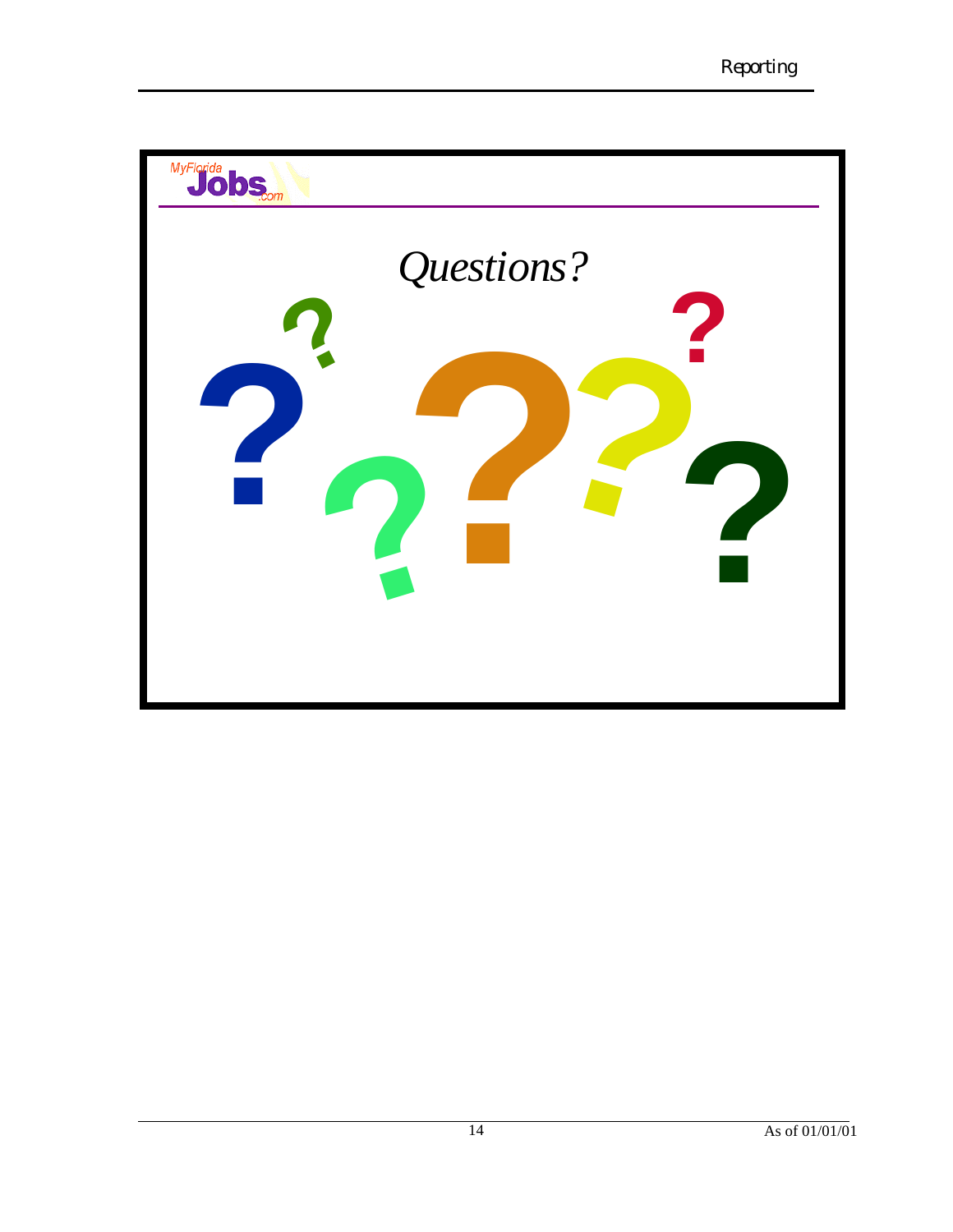MyFlorida Jobs.com

*Questions?*